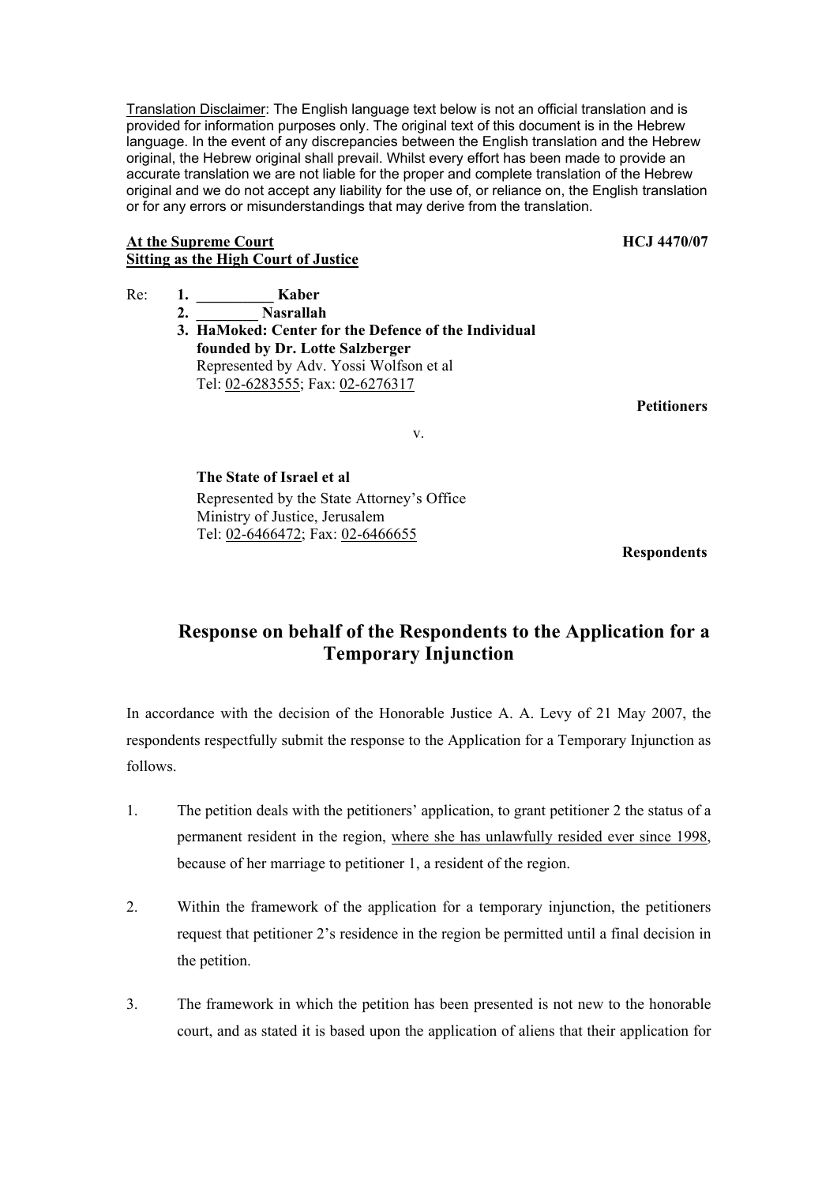Translation Disclaimer: The English language text below is not an official translation and is provided for information purposes only. The original text of this document is in the Hebrew language. In the event of any discrepancies between the English translation and the Hebrew original, the Hebrew original shall prevail. Whilst every effort has been made to provide an accurate translation we are not liable for the proper and complete translation of the Hebrew original and we do not accept any liability for the use of, or reliance on, the English translation or for any errors or misunderstandings that may derive from the translation.

**At the Supreme Court**
**Sitting as the High Court of Justice**

**HCJ 4470/07**

Re:
1. **__________ Kaber**
2. **________ Nasrallah**
3. **HaMoked: Center for the Defence of the Individual founded by Dr. Lotte Salzberger**
   Represented by Adv. Yossi Wolfson et al
   Tel: 02-6283555; Fax: 02-6276317

**Petitioners**

v.

**The State of Israel et al**
Represented by the State Attorney's Office
Ministry of Justice, Jerusalem
Tel: 02-6466472; Fax: 02-6466655

**Respondents**

# Response on behalf of the Respondents to the Application for a Temporary Injunction

In accordance with the decision of the Honorable Justice A. A. Levy of 21 May 2007, the respondents respectfully submit the response to the Application for a Temporary Injunction as follows.

1. The petition deals with the petitioners' application, to grant petitioner 2 the status of a permanent resident in the region, where she has unlawfully resided ever since 1998, because of her marriage to petitioner 1, a resident of the region.

2. Within the framework of the application for a temporary injunction, the petitioners request that petitioner 2's residence in the region be permitted until a final decision in the petition.

3. The framework in which the petition has been presented is not new to the honorable court, and as stated it is based upon the application of aliens that their application for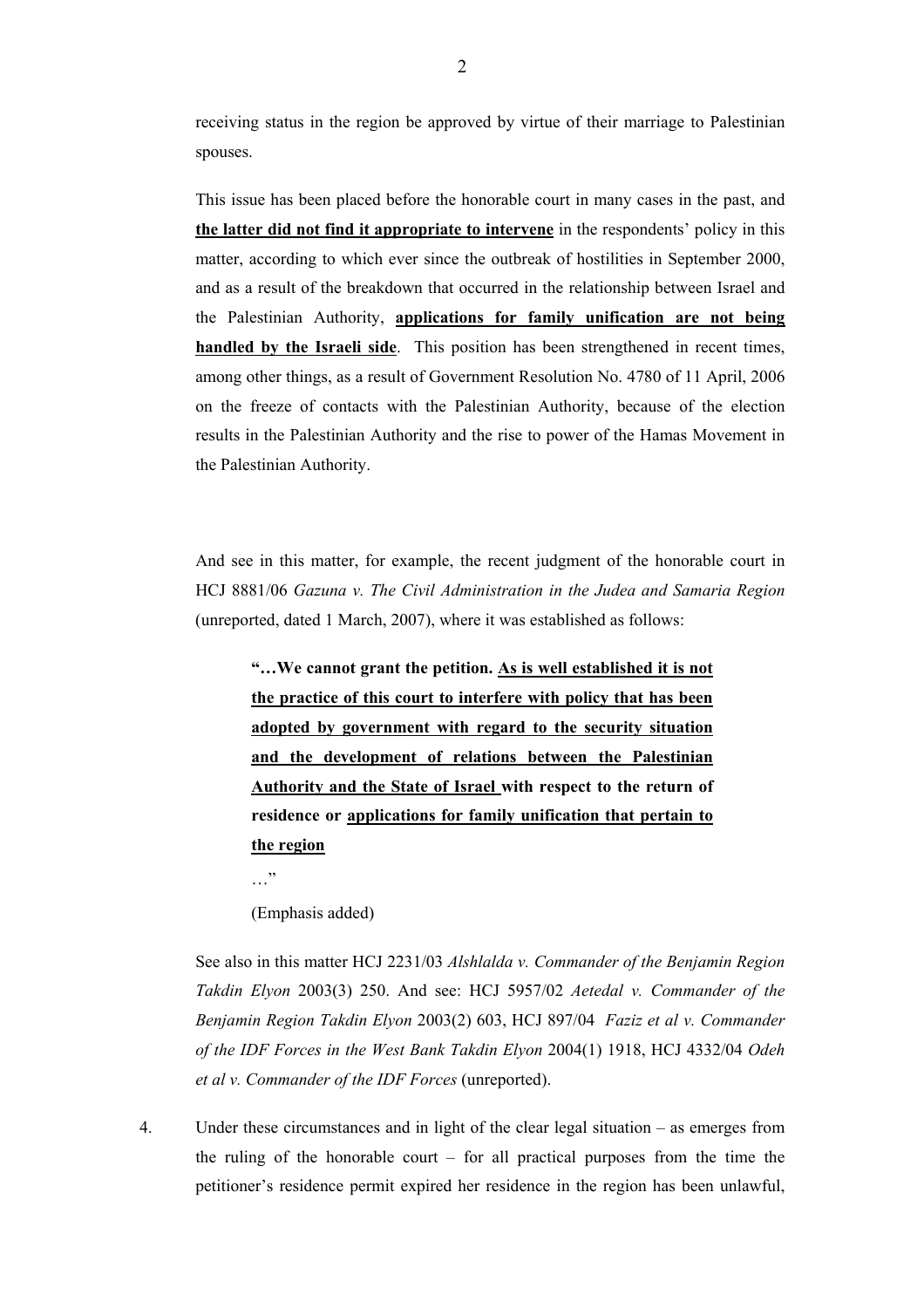receiving status in the region be approved by virtue of their marriage to Palestinian spouses.

This issue has been placed before the honorable court in many cases in the past, and **<u>the latter did not find it appropriate to intervene</u>** in the respondents' policy in this matter, according to which ever since the outbreak of hostilities in September 2000, and as a result of the breakdown that occurred in the relationship between Israel and the Palestinian Authority, **<u>applications for family unification are not being handled by the Israeli side</u>**. This position has been strengthened in recent times, among other things, as a result of Government Resolution No. 4780 of 11 April, 2006 on the freeze of contacts with the Palestinian Authority, because of the election results in the Palestinian Authority and the rise to power of the Hamas Movement in the Palestinian Authority.

And see in this matter, for example, the recent judgment of the honorable court in HCJ 8881/06 *Gazuna v. The Civil Administration in the Judea and Samaria Region* (unreported, dated 1 March, 2007), where it was established as follows:

> **"…We cannot grant the petition. <u>As is well established it is not the practice of this court to interfere with policy that has been adopted by government with regard to the security situation and the development of relations between the Palestinian Authority and the State of Israel</u> with respect to the return of residence or <u>applications for family unification that pertain to the region</u>**
>
> …"
>
> (Emphasis added)

See also in this matter HCJ 2231/03 *Alshlalda v. Commander of the Benjamin Region Takdin Elyon* 2003(3) 250. And see: HCJ 5957/02 *Aetedal v. Commander of the Benjamin Region Takdin Elyon* 2003(2) 603, HCJ 897/04 *Faziz et al v. Commander of the IDF Forces in the West Bank Takdin Elyon* 2004(1) 1918, HCJ 4332/04 *Odeh et al v. Commander of the IDF Forces* (unreported).

4. Under these circumstances and in light of the clear legal situation – as emerges from the ruling of the honorable court – for all practical purposes from the time the petitioner's residence permit expired her residence in the region has been unlawful,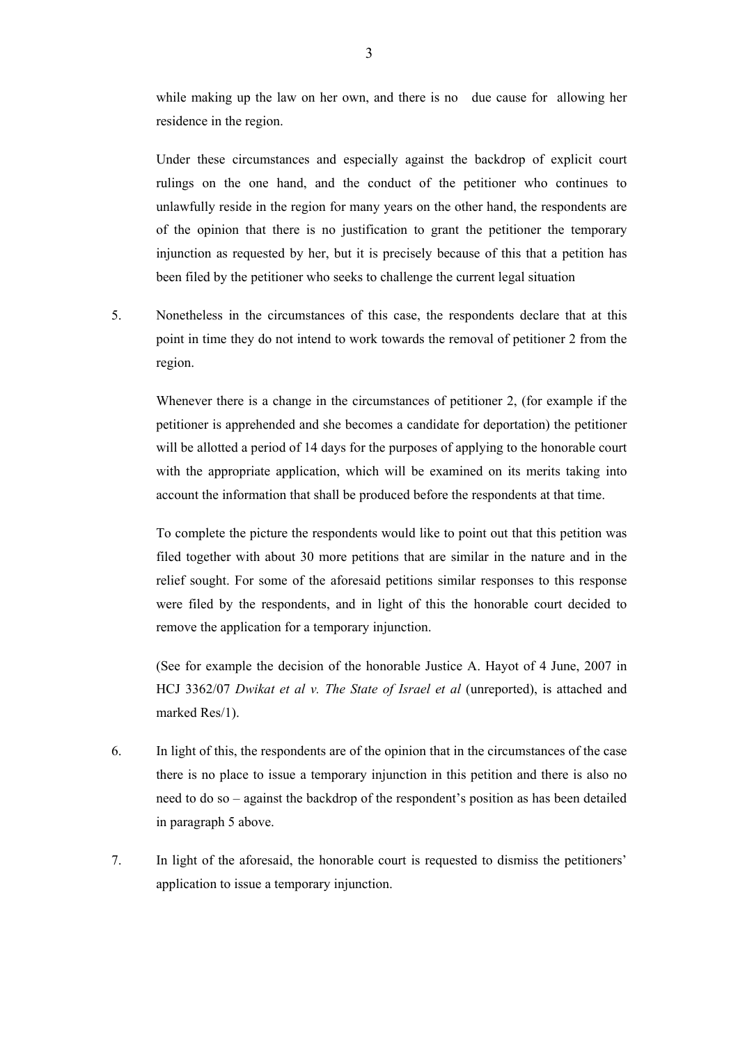while making up the law on her own, and there is no due cause for allowing her residence in the region.

Under these circumstances and especially against the backdrop of explicit court rulings on the one hand, and the conduct of the petitioner who continues to unlawfully reside in the region for many years on the other hand, the respondents are of the opinion that there is no justification to grant the petitioner the temporary injunction as requested by her, but it is precisely because of this that a petition has been filed by the petitioner who seeks to challenge the current legal situation

5. Nonetheless in the circumstances of this case, the respondents declare that at this point in time they do not intend to work towards the removal of petitioner 2 from the region.

   Whenever there is a change in the circumstances of petitioner 2, (for example if the petitioner is apprehended and she becomes a candidate for deportation) the petitioner will be allotted a period of 14 days for the purposes of applying to the honorable court with the appropriate application, which will be examined on its merits taking into account the information that shall be produced before the respondents at that time.

   To complete the picture the respondents would like to point out that this petition was filed together with about 30 more petitions that are similar in the nature and in the relief sought. For some of the aforesaid petitions similar responses to this response were filed by the respondents, and in light of this the honorable court decided to remove the application for a temporary injunction.

   (See for example the decision of the honorable Justice A. Hayot of 4 June, 2007 in HCJ 3362/07 *Dwikat et al v. The State of Israel et al* (unreported), is attached and marked Res/1).

6. In light of this, the respondents are of the opinion that in the circumstances of the case there is no place to issue a temporary injunction in this petition and there is also no need to do so – against the backdrop of the respondent's position as has been detailed in paragraph 5 above.

7. In light of the aforesaid, the honorable court is requested to dismiss the petitioners' application to issue a temporary injunction.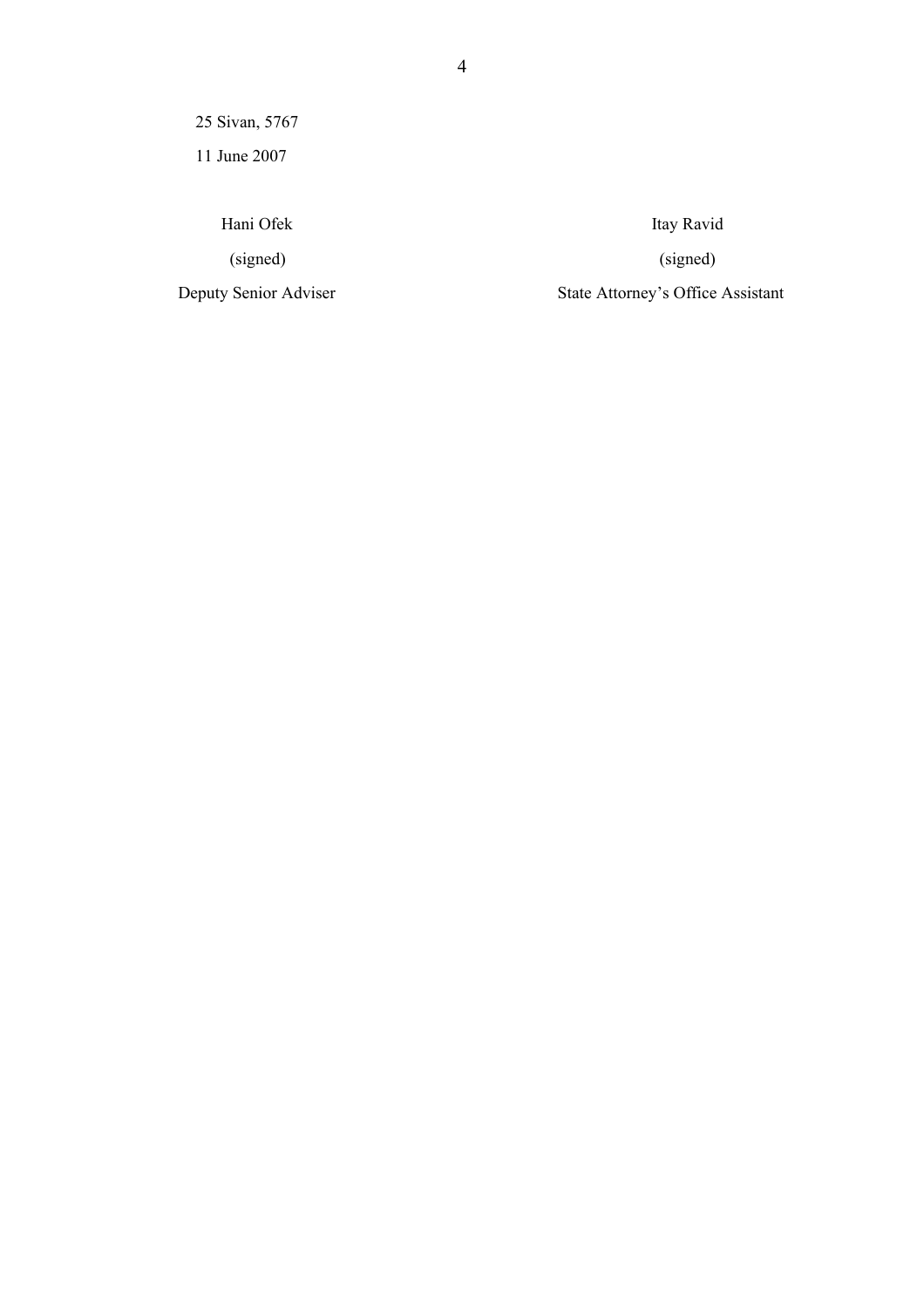25 Sivan, 5767

11 June 2007

| | |
|---|---|
| Hani Ofek | Itay Ravid |
| (signed) | (signed) |
| Deputy Senior Adviser | State Attorney's Office Assistant |